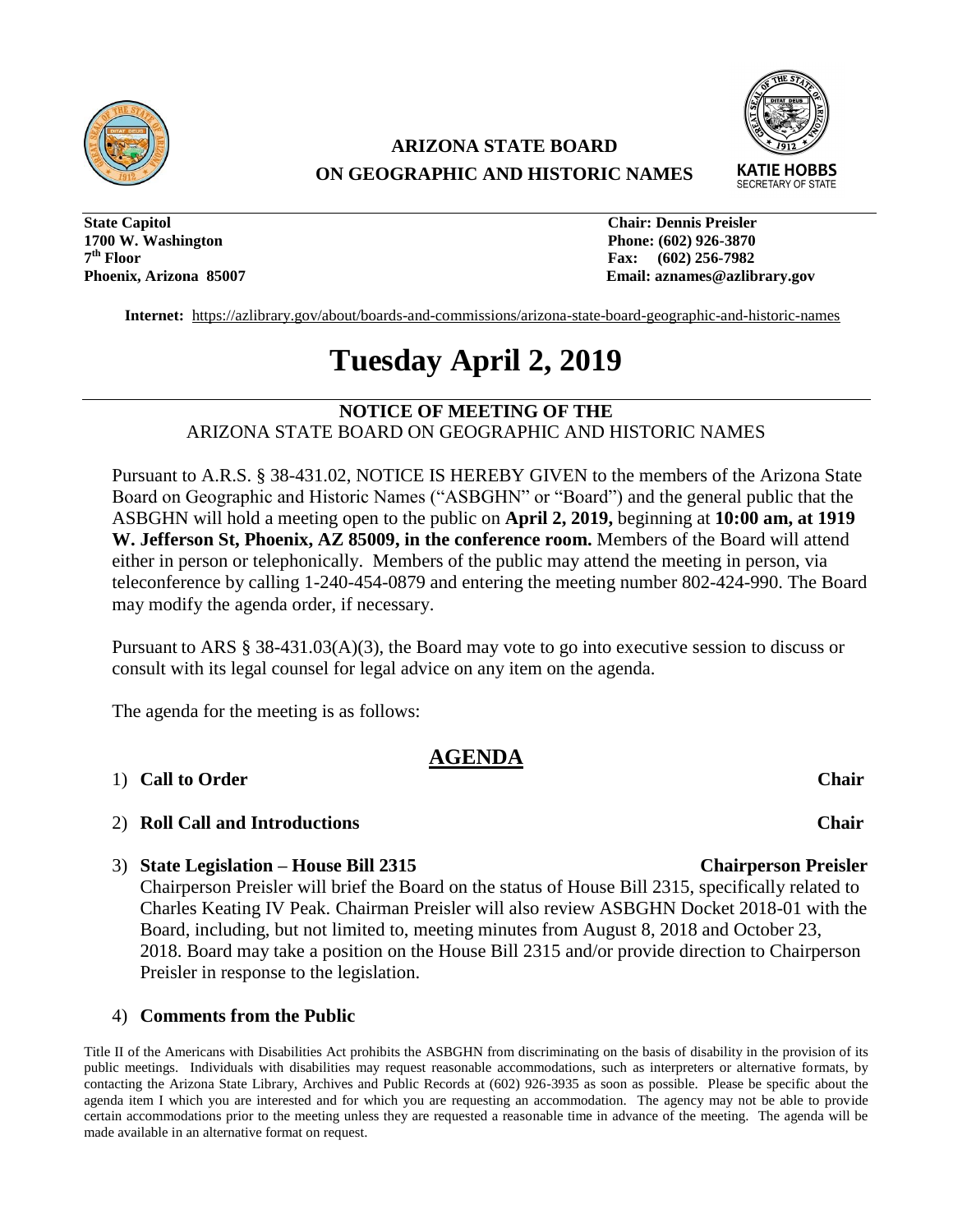# ARIZONA STATE BOARD ON GEOGRAPHIC AND HISTORIC NAMES

KATIE HOBBS
SECRETARY OF STATE

**State Capitol**
**1700 W. Washington**
**7th Floor**
**Phoenix, Arizona 85007**

**Chair: Dennis Preisler**
**Phone: (602) 926-3870**
**Fax: (602) 256-7982**
**Email: aznames@azlibrary.gov**

**Internet:** https://azlibrary.gov/about/boards-and-commissions/arizona-state-board-geographic-and-historic-names

# Tuesday April 2, 2019

**NOTICE OF MEETING OF THE**
ARIZONA STATE BOARD ON GEOGRAPHIC AND HISTORIC NAMES

Pursuant to A.R.S. § 38-431.02, NOTICE IS HEREBY GIVEN to the members of the Arizona State Board on Geographic and Historic Names ("ASBGHN" or "Board") and the general public that the ASBGHN will hold a meeting open to the public on **April 2, 2019,** beginning at **10:00 am, at 1919 W. Jefferson St, Phoenix, AZ 85009, in the conference room.** Members of the Board will attend either in person or telephonically. Members of the public may attend the meeting in person, via teleconference by calling 1-240-454-0879 and entering the meeting number 802-424-990. The Board may modify the agenda order, if necessary.

Pursuant to ARS § 38-431.03(A)(3), the Board may vote to go into executive session to discuss or consult with its legal counsel for legal advice on any item on the agenda.

The agenda for the meeting is as follows:

## AGENDA

1) **Call to Order** — **Chair**

2) **Roll Call and Introductions** — **Chair**

3) **State Legislation – House Bill 2315** — **Chairperson Preisler**
   Chairperson Preisler will brief the Board on the status of House Bill 2315, specifically related to Charles Keating IV Peak. Chairman Preisler will also review ASBGHN Docket 2018-01 with the Board, including, but not limited to, meeting minutes from August 8, 2018 and October 23, 2018. Board may take a position on the House Bill 2315 and/or provide direction to Chairperson Preisler in response to the legislation.

4) **Comments from the Public**

Title II of the Americans with Disabilities Act prohibits the ASBGHN from discriminating on the basis of disability in the provision of its public meetings. Individuals with disabilities may request reasonable accommodations, such as interpreters or alternative formats, by contacting the Arizona State Library, Archives and Public Records at (602) 926-3935 as soon as possible. Please be specific about the agenda item I which you are interested and for which you are requesting an accommodation. The agency may not be able to provide certain accommodations prior to the meeting unless they are requested a reasonable time in advance of the meeting. The agenda will be made available in an alternative format on request.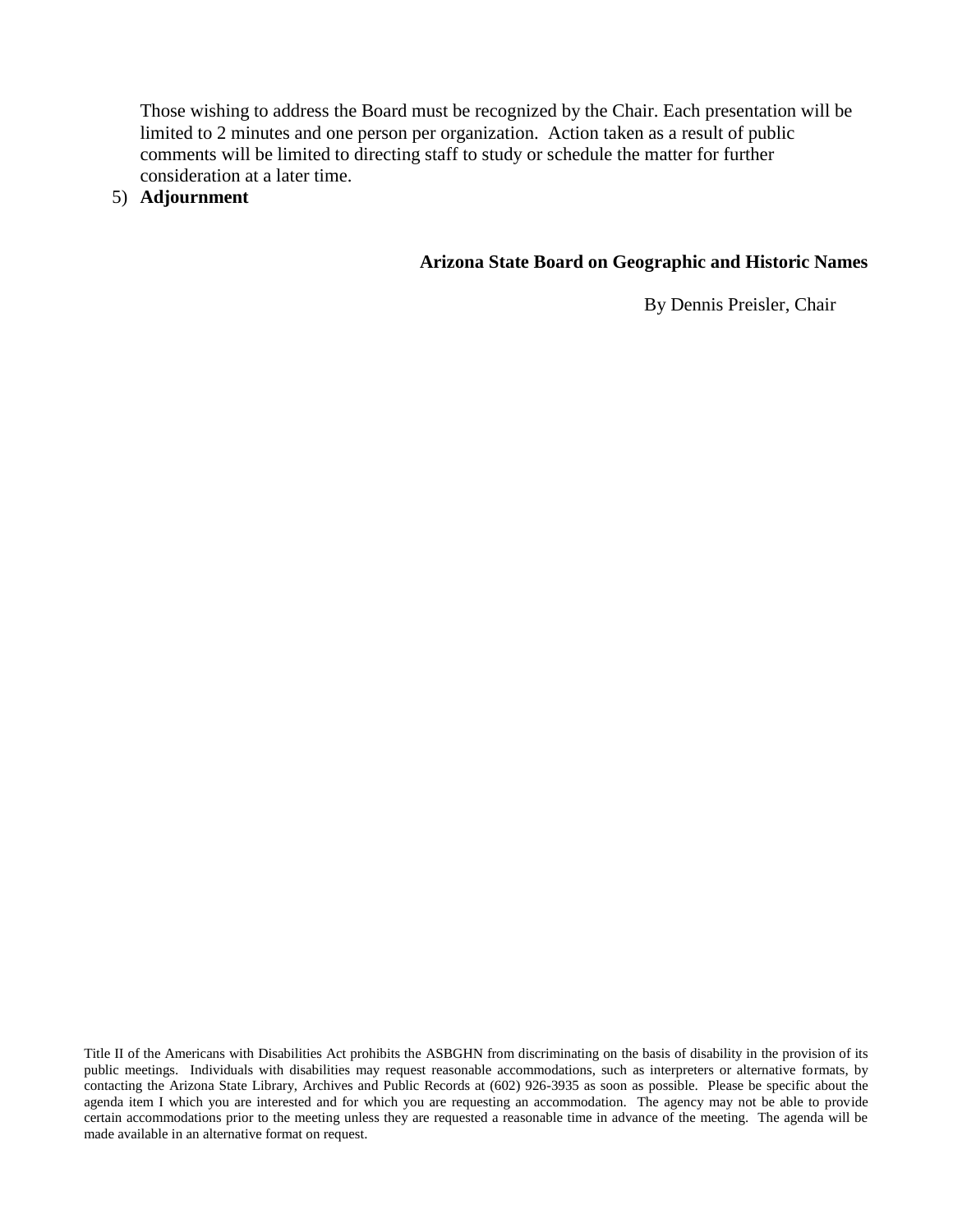Those wishing to address the Board must be recognized by the Chair. Each presentation will be limited to 2 minutes and one person per organization. Action taken as a result of public comments will be limited to directing staff to study or schedule the matter for further consideration at a later time.

5) **Adjournment**

**Arizona State Board on Geographic and Historic Names**

By Dennis Preisler, Chair

Title II of the Americans with Disabilities Act prohibits the ASBGHN from discriminating on the basis of disability in the provision of its public meetings. Individuals with disabilities may request reasonable accommodations, such as interpreters or alternative formats, by contacting the Arizona State Library, Archives and Public Records at (602) 926-3935 as soon as possible. Please be specific about the agenda item I which you are interested and for which you are requesting an accommodation. The agency may not be able to provide certain accommodations prior to the meeting unless they are requested a reasonable time in advance of the meeting. The agenda will be made available in an alternative format on request.